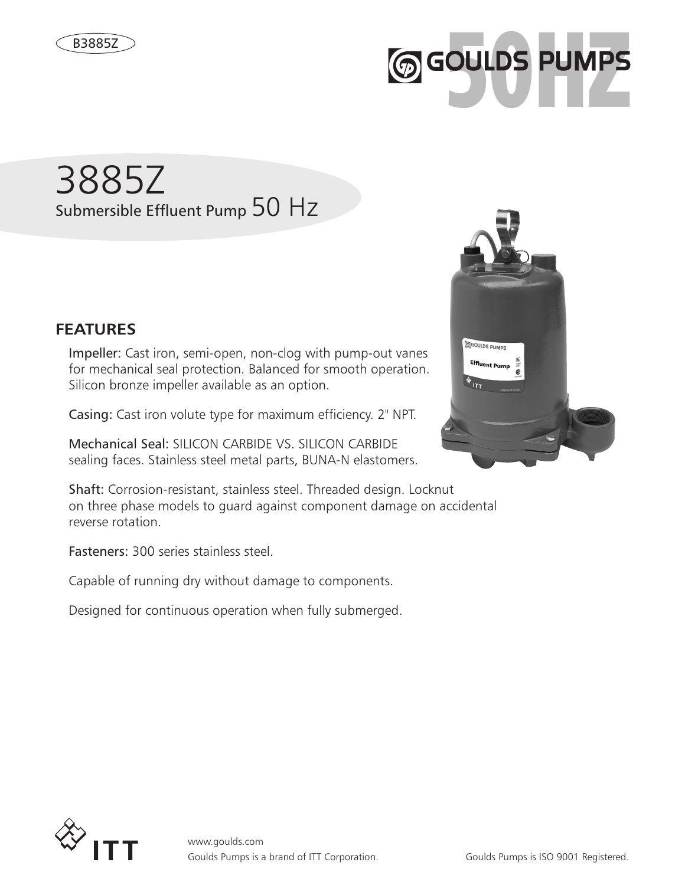B3885Z

GOULDS PUMPS 50HZ

# 3885Z

## Submersible Effluent Pump 50 Hz

### FEATURES

**Impeller:** Cast iron, semi-open, non-clog with pump-out vanes for mechanical seal protection. Balanced for smooth operation. Silicon bronze impeller available as an option.

**Casing:** Cast iron volute type for maximum efficiency. 2" NPT.

**Mechanical Seal:** SILICON CARBIDE VS. SILICON CARBIDE sealing faces. Stainless steel metal parts, BUNA-N elastomers.

**Shaft:** Corrosion-resistant, stainless steel. Threaded design. Locknut on three phase models to guard against component damage on accidental reverse rotation.

**Fasteners:** 300 series stainless steel.

Capable of running dry without damage to components.

Designed for continuous operation when fully submerged.

ITT

www.goulds.com
Goulds Pumps is a brand of ITT Corporation.

Goulds Pumps is ISO 9001 Registered.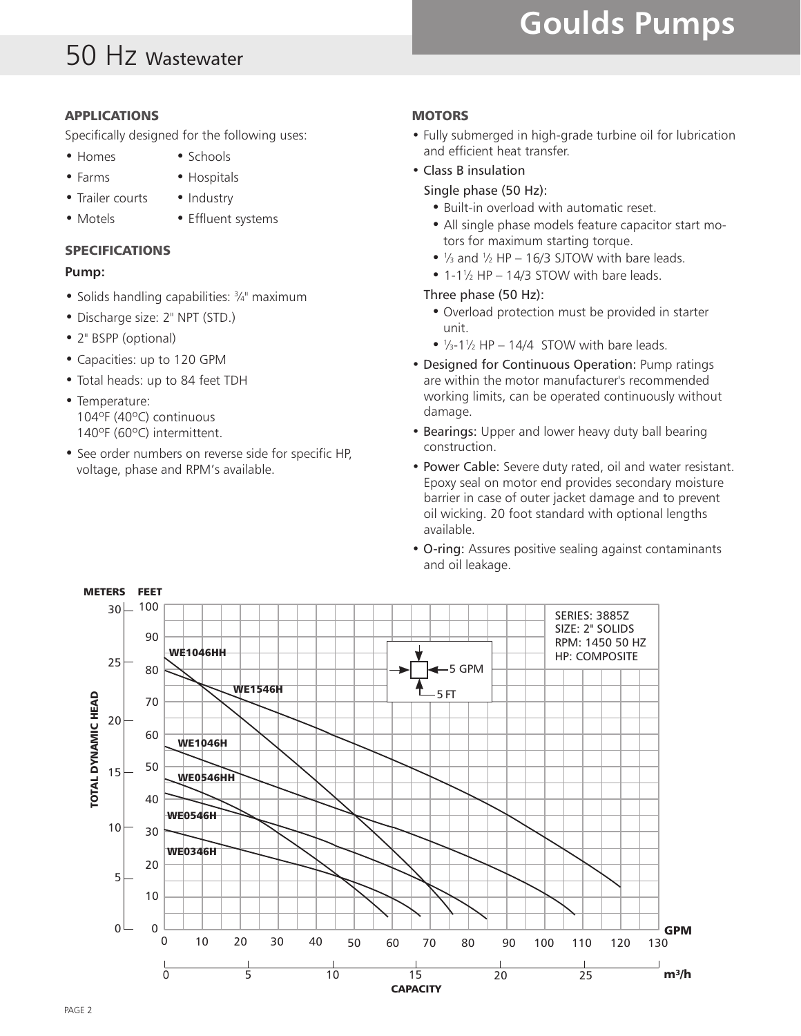# 50 Hz Wastewater

### APPLICATIONS

Specifically designed for the following uses:

- Homes
- Farms
- Trailer courts
- Motels
- Schools
- Hospitals
- Industry
- Effluent systems

### SPECIFICATIONS

**Pump:**

- Solids handling capabilities: ¾" maximum
- Discharge size: 2" NPT (STD.)
- 2" BSPP (optional)
- Capacities: up to 120 GPM
- Total heads: up to 84 feet TDH
- Temperature:
  104ºF (40ºC) continuous
  140ºF (60ºC) intermittent.
- See order numbers on reverse side for specific HP, voltage, phase and RPM's available.

### MOTORS

- Fully submerged in high-grade turbine oil for lubrication and efficient heat transfer.
- Class B insulation

  Single phase (50 Hz):
  - Built-in overload with automatic reset.
  - All single phase models feature capacitor start motors for maximum starting torque.
  - ⅓ and ½ HP – 16/3 SJTOW with bare leads.
  - 1-1½ HP – 14/3 STOW with bare leads.

  Three phase (50 Hz):
  - Overload protection must be provided in starter unit.
  - ⅓-1½ HP – 14/4 STOW with bare leads.
- Designed for Continuous Operation: Pump ratings are within the motor manufacturer's recommended working limits, can be operated continuously without damage.
- Bearings: Upper and lower heavy duty ball bearing construction.
- Power Cable: Severe duty rated, oil and water resistant. Epoxy seal on motor end provides secondary moisture barrier in case of outer jacket damage and to prevent oil wicking. 20 foot standard with optional lengths available.
- O-ring: Assures positive sealing against contaminants and oil leakage.

SERIES: 3885Z
SIZE: 2" SOLIDS
RPM: 1450 50 HZ
HP: COMPOSITE

Curves: WE1046HH, WE1546H, WE1046H, WE0546HH, WE0546H, WE0346H

Grid: 5 GPM × 5 FT

TOTAL DYNAMIC HEAD (METERS / FEET) vs. CAPACITY (GPM / m³/h)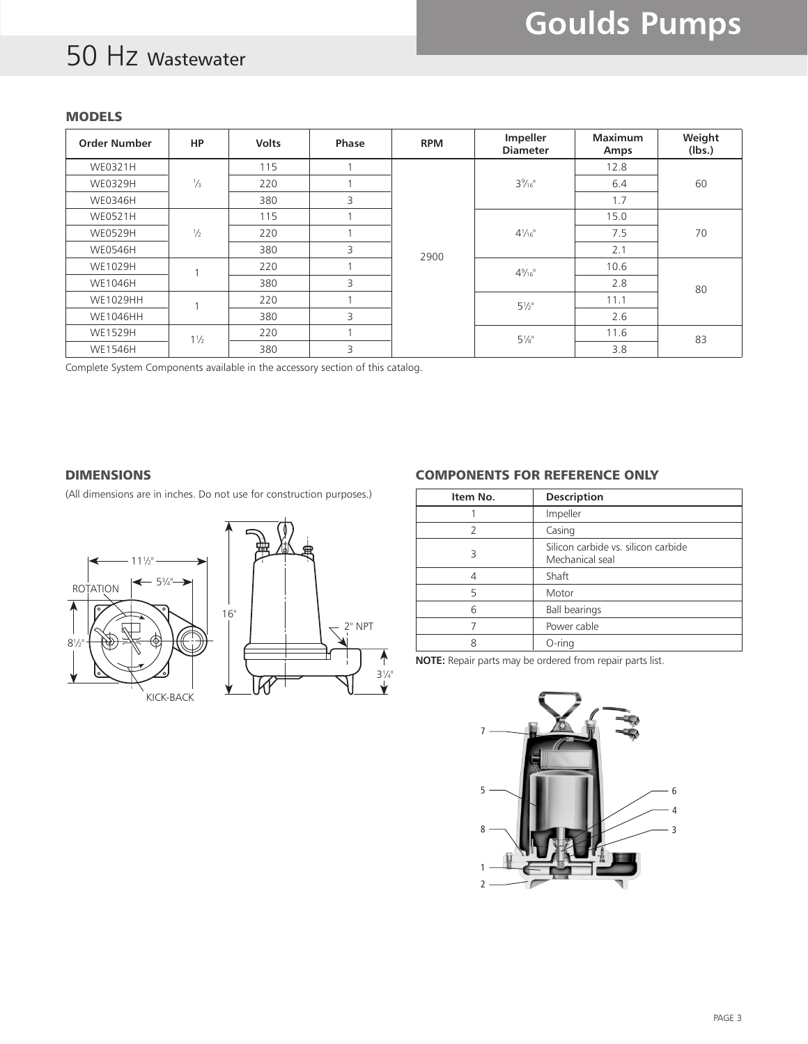# 50 Hz Wastewater

### MODELS

| Order Number | HP | Volts | Phase | RPM | Impeller Diameter | Maximum Amps | Weight (lbs.) |
|---|---|---|---|---|---|---|---|
| WE0321H | ⅓ | 115 | 1 | 2900 | 3⁹⁄₁₆" | 12.8 | 60 |
| WE0329H | | 220 | 1 | | | 6.4 | |
| WE0346H | | 380 | 3 | | | 1.7 | |
| WE0521H | ½ | 115 | 1 | | 4¹⁄₁₆" | 15.0 | 70 |
| WE0529H | | 220 | 1 | | | 7.5 | |
| WE0546H | | 380 | 3 | | | 2.1 | |
| WE1029H | 1 | 220 | 1 | | 4⁹⁄₁₆" | 10.6 | 80 |
| WE1046H | | 380 | 3 | | | 2.8 | |
| WE1029HH | 1 | 220 | 1 | | 5½" | 11.1 | |
| WE1046HH | | 380 | 3 | | | 2.6 | |
| WE1529H | 1½ | 220 | 1 | | 5⅛" | 11.6 | 83 |
| WE1546H | | 380 | 3 | | | 3.8 | |

Complete System Components available in the accessory section of this catalog.

### DIMENSIONS

(All dimensions are in inches. Do not use for construction purposes.)

11½" · 5¾" · ROTATION · 8½" · KICK-BACK · 16" · 2" NPT · 3¼"

### COMPONENTS FOR REFERENCE ONLY

| Item No. | Description |
|---|---|
| 1 | Impeller |
| 2 | Casing |
| 3 | Silicon carbide vs. silicon carbide Mechanical seal |
| 4 | Shaft |
| 5 | Motor |
| 6 | Ball bearings |
| 7 | Power cable |
| 8 | O-ring |

**NOTE:** Repair parts may be ordered from repair parts list.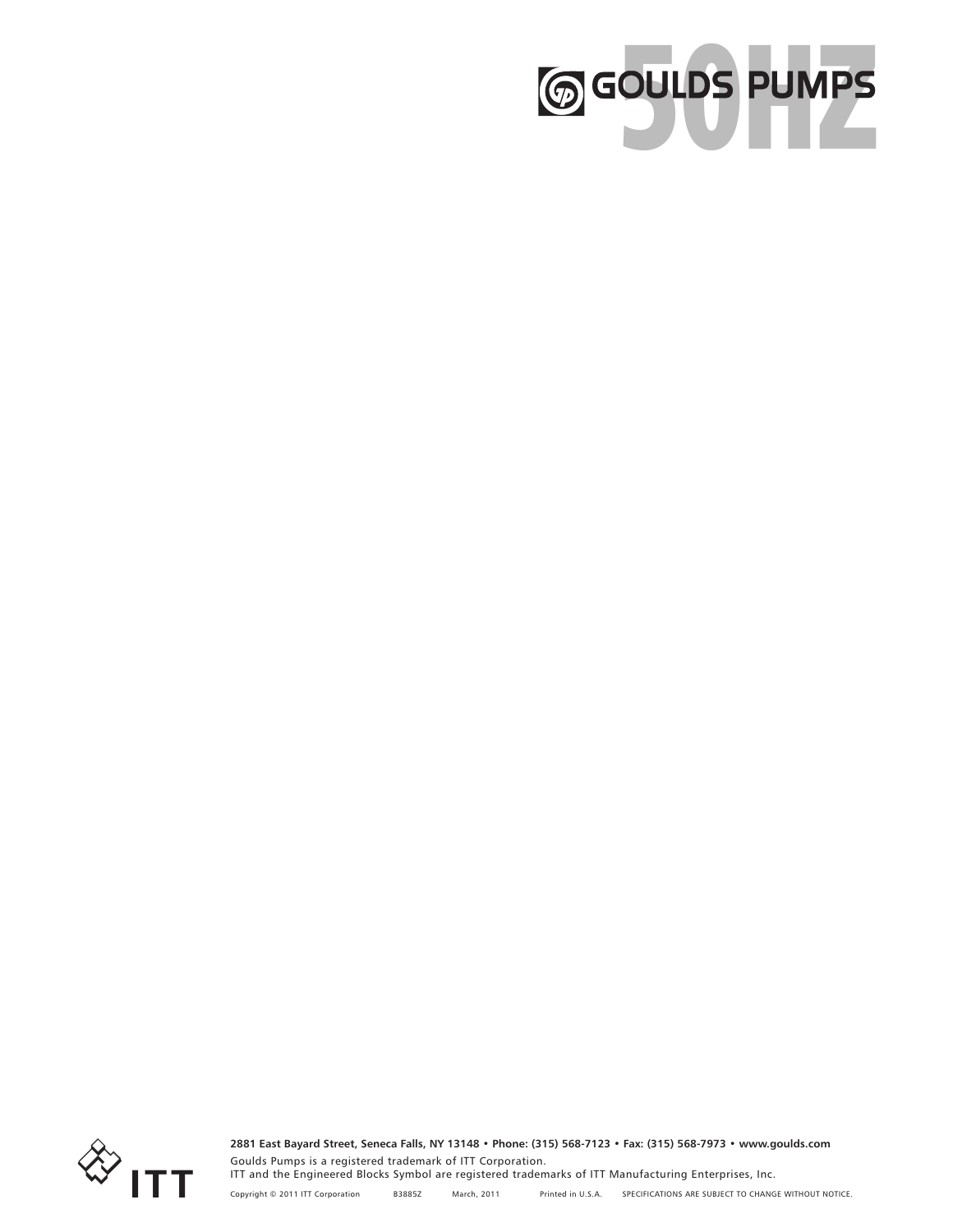GOULDS PUMPS

50HZ

ITT

**2881 East Bayard Street, Seneca Falls, NY 13148 • Phone: (315) 568-7123 • Fax: (315) 568-7973 • www.goulds.com**

Goulds Pumps is a registered trademark of ITT Corporation.
ITT and the Engineered Blocks Symbol are registered trademarks of ITT Manufacturing Enterprises, Inc.

Copyright © 2011 ITT Corporation B3885Z March, 2011 Printed in U.S.A. SPECIFICATIONS ARE SUBJECT TO CHANGE WITHOUT NOTICE.